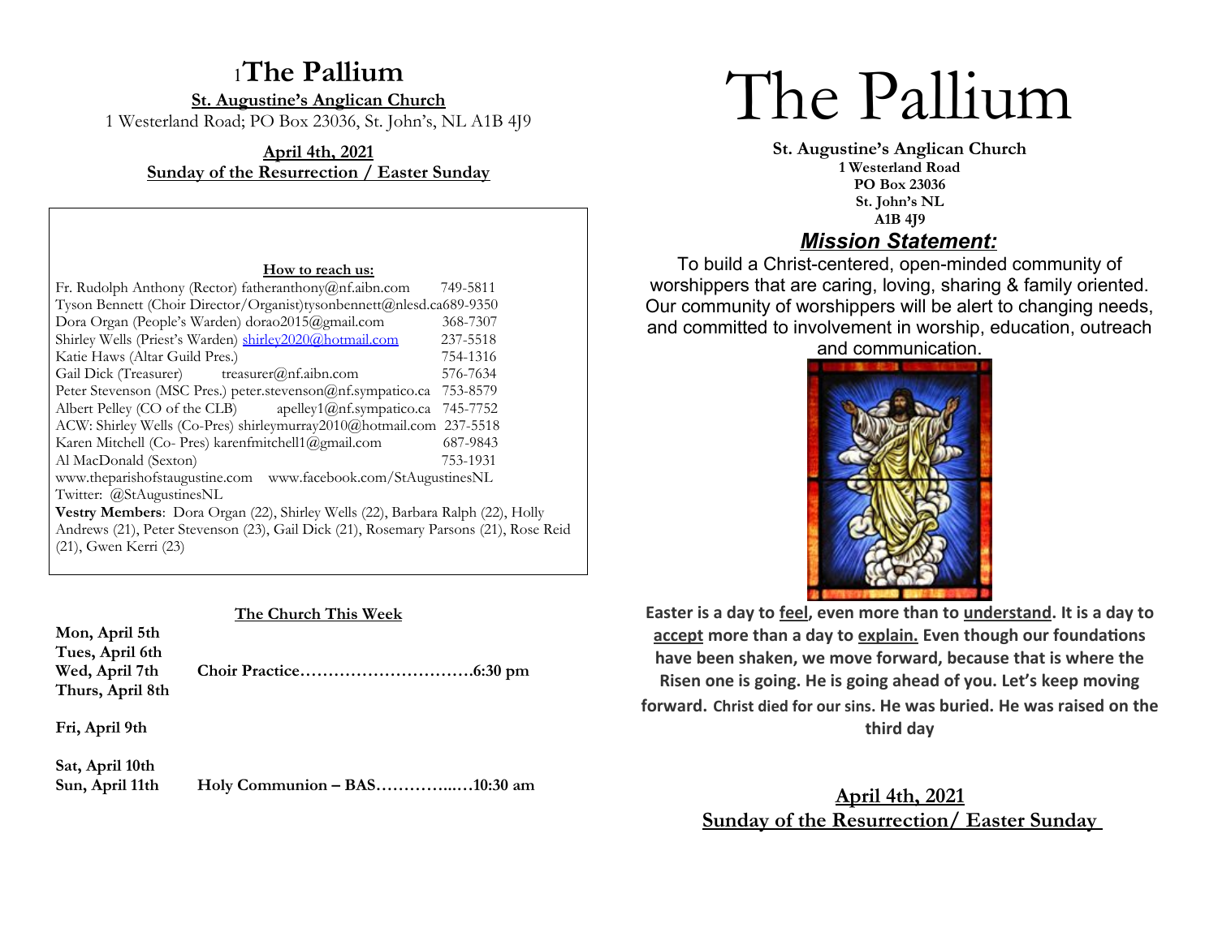# The Pallium

**St. Augustine's Anglican Church**

1 Westerland Road; PO Box 23036, St. John's, NL A1B 4J9

**April 4th, 2021**
**Sunday of the Resurrection / Easter Sunday**

**How to reach us:**

Fr. Rudolph Anthony (Rector) fatheranthony@nf.aibn.com 749-5811
Tyson Bennett (Choir Director/Organist) tysonbennett@nlesd.ca 689-9350
Dora Organ (People's Warden) dorao2015@gmail.com 368-7307
Shirley Wells (Priest's Warden) shirley2020@hotmail.com 237-5518
Katie Haws (Altar Guild Pres.) 754-1316
Gail Dick (Treasurer) treasurer@nf.aibn.com 576-7634
Peter Stevenson (MSC Pres.) peter.stevenson@nf.sympatico.ca 753-8579
Albert Pelley (CO of the CLB) apelley1@nf.sympatico.ca 745-7752
ACW: Shirley Wells (Co-Pres) shirleymurray2010@hotmail.com 237-5518
Karen Mitchell (Co- Pres) karenfmitchell1@gmail.com 687-9843
Al MacDonald (Sexton) 753-1931
www.theparishofstaugustine.com www.facebook.com/StAugustinesNL
Twitter: @StAugustinesNL

**Vestry Members**: Dora Organ (22), Shirley Wells (22), Barbara Ralph (22), Holly Andrews (21), Peter Stevenson (23), Gail Dick (21), Rosemary Parsons (21), Rose Reid (21), Gwen Kerri (23)

**The Church This Week**

**Mon, April 5th**
**Tues, April 6th**
**Wed, April 7th** **Choir Practice…………………………6:30 pm**
**Thurs, April 8th**

**Fri, April 9th**

**Sat, April 10th**
**Sun, April 11th** **Holy Communion – BAS……………..10:30 am**

# The Pallium

**St. Augustine's Anglican Church**
**1 Westerland Road**
**PO Box 23036**
**St. John's NL**
**A1B 4J9**

## *Mission Statement:*

To build a Christ-centered, open-minded community of worshippers that are caring, loving, sharing & family oriented. Our community of worshippers will be alert to changing needs, and committed to involvement in worship, education, outreach and communication.

**Easter is a day to feel, even more than to understand. It is a day to accept more than a day to explain. Even though our foundations have been shaken, we move forward, because that is where the Risen one is going. He is going ahead of you. Let's keep moving forward. Christ died for our sins. He was buried. He was raised on the third day**

**April 4th, 2021**
**Sunday of the Resurrection/ Easter Sunday**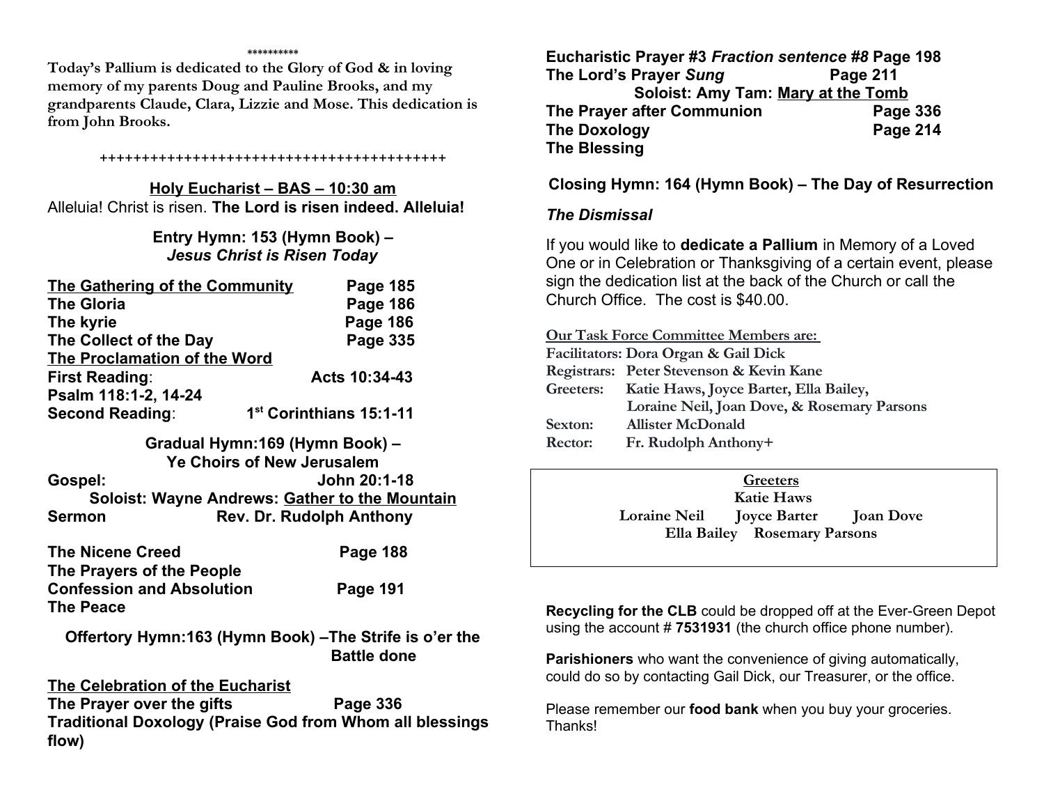\*\*\*\*\*\*\*\*\*\*

**Today's Pallium is dedicated to the Glory of God & in loving memory of my parents Doug and Pauline Brooks, and my grandparents Claude, Clara, Lizzie and Mose. This dedication is from John Brooks.**

+++++++++++++++++++++++++++++++++++++++++

**Holy Eucharist – BAS – 10:30 am**

Alleluia! Christ is risen. **The Lord is risen indeed. Alleluia!**

**Entry Hymn: 153 (Hymn Book) –**
***Jesus Christ is Risen Today***

**The Gathering of the Community** — **Page 185**
**The Gloria** — **Page 186**
**The kyrie** — **Page 186**
**The Collect of the Day** — **Page 335**
**The Proclamation of the Word**
**First Reading**: **Acts 10:34-43**
**Psalm 118:1-2, 14-24**
**Second Reading**: **1st Corinthians 15:1-11**

**Gradual Hymn:169 (Hymn Book) –**
**Ye Choirs of New Jerusalem**

**Gospel:** **John 20:1-18**
**Soloist: Wayne Andrews: Gather to the Mountain**
**Sermon** **Rev. Dr. Rudolph Anthony**

**The Nicene Creed** — **Page 188**
**The Prayers of the People**
**Confession and Absolution** — **Page 191**
**The Peace**

**Offertory Hymn:163 (Hymn Book) –The Strife is o'er the Battle done**

**The Celebration of the Eucharist**
**The Prayer over the gifts** — **Page 336**
**Traditional Doxology (Praise God from Whom all blessings flow)**

**Eucharistic Prayer #3** ***Fraction sentence #8*** **Page 198**
**The Lord's Prayer** ***Sung*** **Page 211**
**Soloist: Amy Tam: Mary at the Tomb**
**The Prayer after Communion** — **Page 336**
**The Doxology** — **Page 214**
**The Blessing**

**Closing Hymn: 164 (Hymn Book) – The Day of Resurrection**

***The Dismissal***

If you would like to **dedicate a Pallium** in Memory of a Loved One or in Celebration or Thanksgiving of a certain event, please sign the dedication list at the back of the Church or call the Church Office. The cost is $40.00.

**Our Task Force Committee Members are:**

**Facilitators:** Dora Organ & Gail Dick
**Registrars:** Peter Stevenson & Kevin Kane
**Greeters:** Katie Haws, Joyce Barter, Ella Bailey, Loraine Neil, Joan Dove, & Rosemary Parsons
**Sexton:** Allister McDonald
**Rector:** Fr. Rudolph Anthony+

**Greeters**
**Katie Haws**
**Loraine Neil** **Joyce Barter** **Joan Dove**
**Ella Bailey** **Rosemary Parsons**

**Recycling for the CLB** could be dropped off at the Ever-Green Depot using the account # **7531931** (the church office phone number).

**Parishioners** who want the convenience of giving automatically, could do so by contacting Gail Dick, our Treasurer, or the office.

Please remember our **food bank** when you buy your groceries. Thanks!